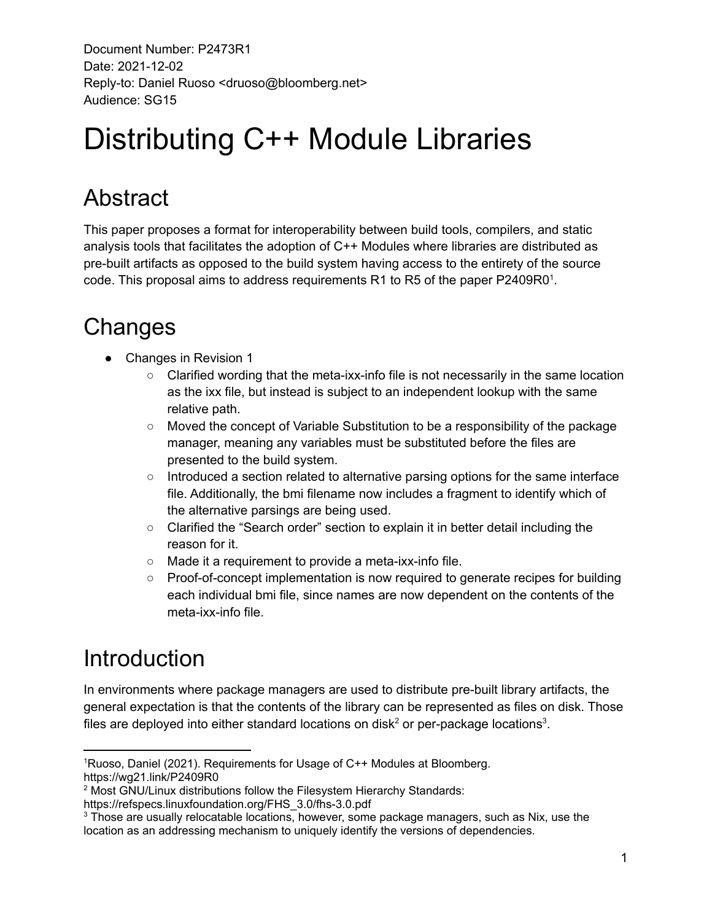Document Number: P2473R1
Date: 2021-12-02
Reply-to: Daniel Ruoso <druoso@bloomberg.net>
Audience: SG15

# Distributing C++ Module Libraries

## Abstract

This paper proposes a format for interoperability between build tools, compilers, and static analysis tools that facilitates the adoption of C++ Modules where libraries are distributed as pre-built artifacts as opposed to the build system having access to the entirety of the source code. This proposal aims to address requirements R1 to R5 of the paper P2409R0[1].

## Changes

- Changes in Revision 1
    - Clarified wording that the meta-ixx-info file is not necessarily in the same location as the ixx file, but instead is subject to an independent lookup with the same relative path.
    - Moved the concept of Variable Substitution to be a responsibility of the package manager, meaning any variables must be substituted before the files are presented to the build system.
    - Introduced a section related to alternative parsing options for the same interface file. Additionally, the bmi filename now includes a fragment to identify which of the alternative parsings are being used.
    - Clarified the "Search order" section to explain it in better detail including the reason for it.
    - Made it a requirement to provide a meta-ixx-info file.
    - Proof-of-concept implementation is now required to generate recipes for building each individual bmi file, since names are now dependent on the contents of the meta-ixx-info file.

## Introduction

In environments where package managers are used to distribute pre-built library artifacts, the general expectation is that the contents of the library can be represented as files on disk. Those files are deployed into either standard locations on disk[2] or per-package locations[3].

---

[1] Ruoso, Daniel (2021). Requirements for Usage of C++ Modules at Bloomberg. https://wg21.link/P2409R0

[2] Most GNU/Linux distributions follow the Filesystem Hierarchy Standards: https://refspecs.linuxfoundation.org/FHS_3.0/fhs-3.0.pdf

[3] Those are usually relocatable locations, however, some package managers, such as Nix, use the location as an addressing mechanism to uniquely identify the versions of dependencies.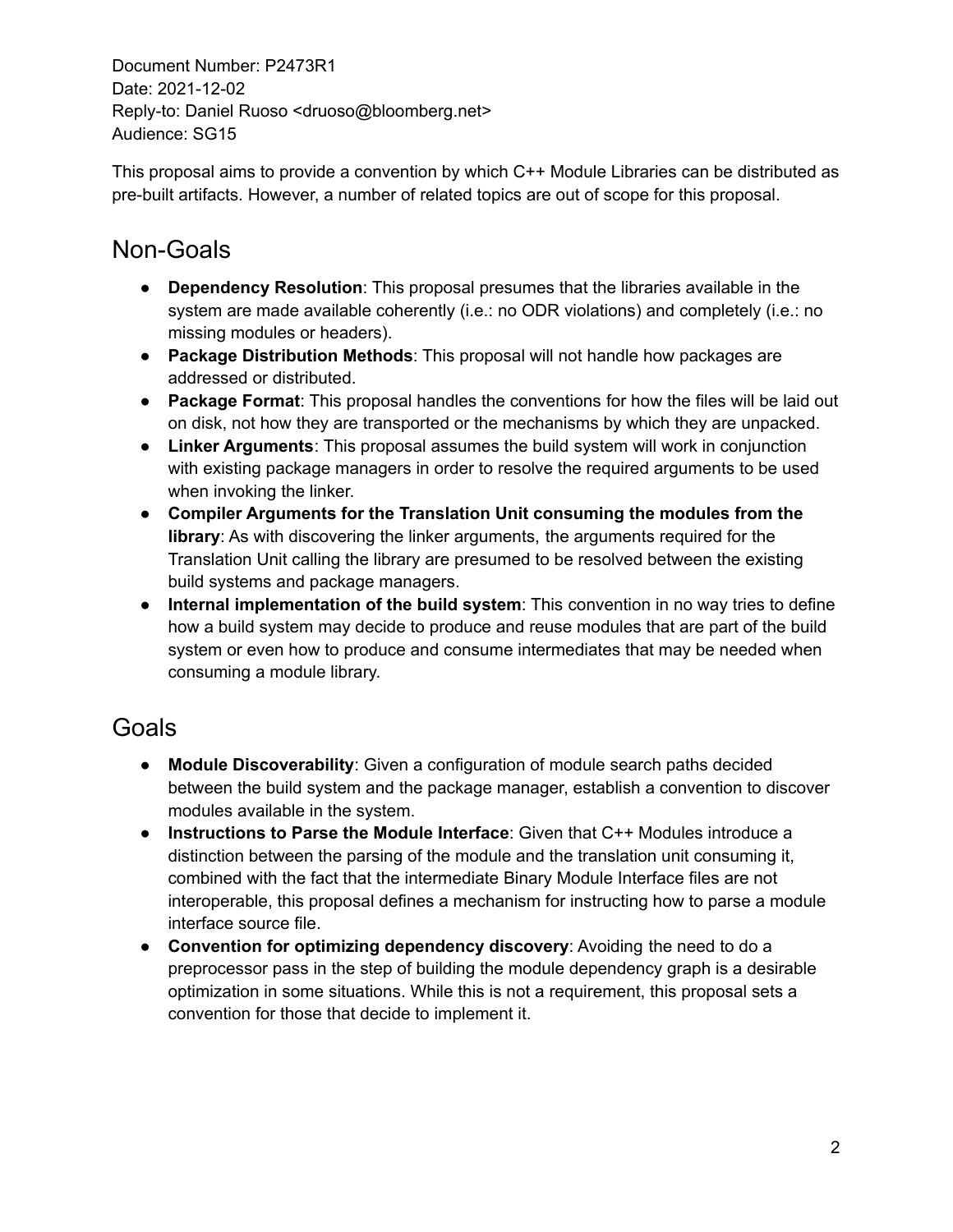Document Number: P2473R1
Date: 2021-12-02
Reply-to: Daniel Ruoso <druoso@bloomberg.net>
Audience: SG15

This proposal aims to provide a convention by which C++ Module Libraries can be distributed as pre-built artifacts. However, a number of related topics are out of scope for this proposal.

## Non-Goals

- **Dependency Resolution**: This proposal presumes that the libraries available in the system are made available coherently (i.e.: no ODR violations) and completely (i.e.: no missing modules or headers).
- **Package Distribution Methods**: This proposal will not handle how packages are addressed or distributed.
- **Package Format**: This proposal handles the conventions for how the files will be laid out on disk, not how they are transported or the mechanisms by which they are unpacked.
- **Linker Arguments**: This proposal assumes the build system will work in conjunction with existing package managers in order to resolve the required arguments to be used when invoking the linker.
- **Compiler Arguments for the Translation Unit consuming the modules from the library**: As with discovering the linker arguments, the arguments required for the Translation Unit calling the library are presumed to be resolved between the existing build systems and package managers.
- **Internal implementation of the build system**: This convention in no way tries to define how a build system may decide to produce and reuse modules that are part of the build system or even how to produce and consume intermediates that may be needed when consuming a module library.

## Goals

- **Module Discoverability**: Given a configuration of module search paths decided between the build system and the package manager, establish a convention to discover modules available in the system.
- **Instructions to Parse the Module Interface**: Given that C++ Modules introduce a distinction between the parsing of the module and the translation unit consuming it, combined with the fact that the intermediate Binary Module Interface files are not interoperable, this proposal defines a mechanism for instructing how to parse a module interface source file.
- **Convention for optimizing dependency discovery**: Avoiding the need to do a preprocessor pass in the step of building the module dependency graph is a desirable optimization in some situations. While this is not a requirement, this proposal sets a convention for those that decide to implement it.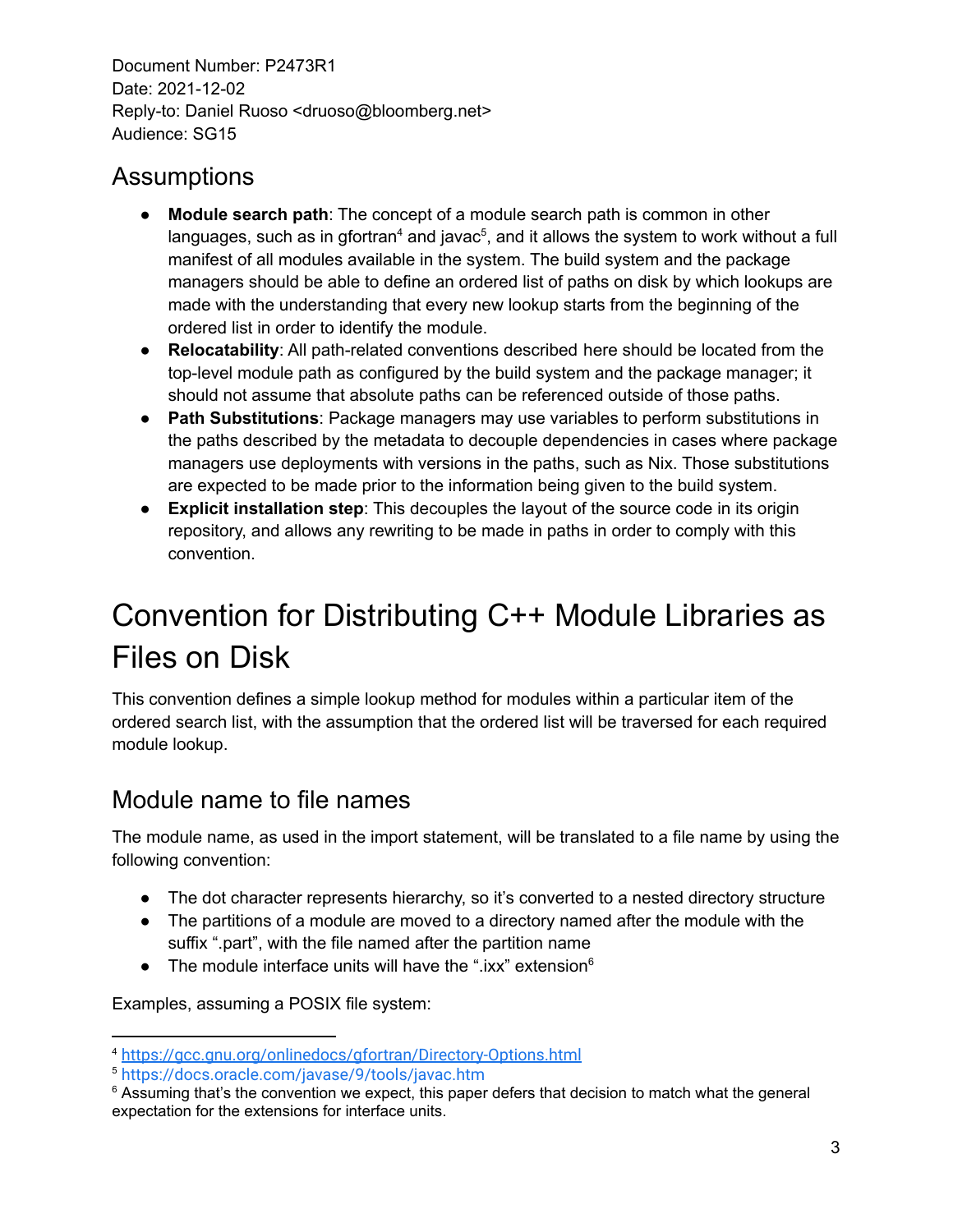Document Number: P2473R1
Date: 2021-12-02
Reply-to: Daniel Ruoso <druoso@bloomberg.net>
Audience: SG15

## Assumptions

- **Module search path**: The concept of a module search path is common in other languages, such as in gfortran[4] and javac[5], and it allows the system to work without a full manifest of all modules available in the system. The build system and the package managers should be able to define an ordered list of paths on disk by which lookups are made with the understanding that every new lookup starts from the beginning of the ordered list in order to identify the module.
- **Relocatability**: All path-related conventions described here should be located from the top-level module path as configured by the build system and the package manager; it should not assume that absolute paths can be referenced outside of those paths.
- **Path Substitutions**: Package managers may use variables to perform substitutions in the paths described by the metadata to decouple dependencies in cases where package managers use deployments with versions in the paths, such as Nix. Those substitutions are expected to be made prior to the information being given to the build system.
- **Explicit installation step**: This decouples the layout of the source code in its origin repository, and allows any rewriting to be made in paths in order to comply with this convention.

# Convention for Distributing C++ Module Libraries as Files on Disk

This convention defines a simple lookup method for modules within a particular item of the ordered search list, with the assumption that the ordered list will be traversed for each required module lookup.

## Module name to file names

The module name, as used in the import statement, will be translated to a file name by using the following convention:

- The dot character represents hierarchy, so it's converted to a nested directory structure
- The partitions of a module are moved to a directory named after the module with the suffix ".part", with the file named after the partition name
- The module interface units will have the ".ixx" extension[6]

Examples, assuming a POSIX file system:

---

[4] https://gcc.gnu.org/onlinedocs/gfortran/Directory-Options.html
[5] https://docs.oracle.com/javase/9/tools/javac.htm
[6] Assuming that's the convention we expect, this paper defers that decision to match what the general expectation for the extensions for interface units.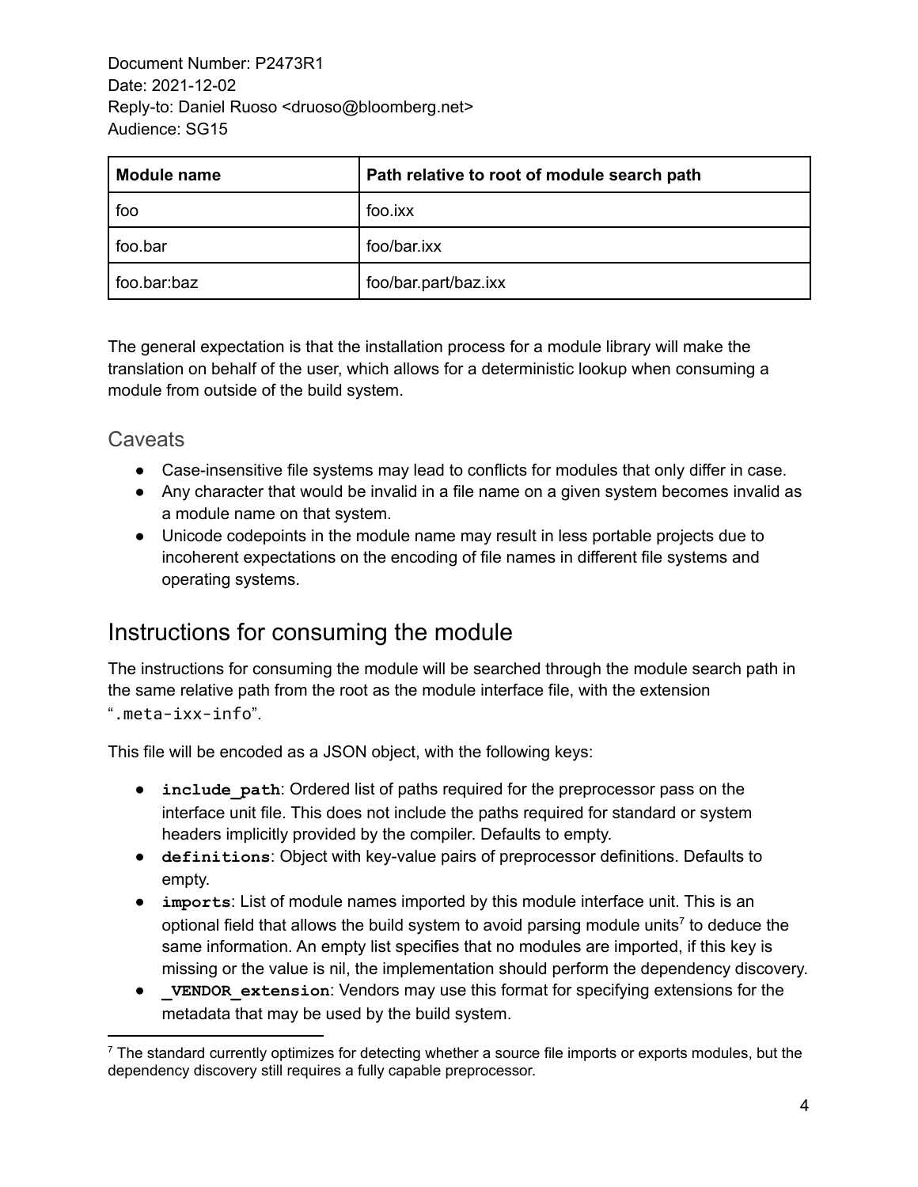| Module name | Path relative to root of module search path |
| --- | --- |
| foo | foo.ixx |
| foo.bar | foo/bar.ixx |
| foo.bar:baz | foo/bar.part/baz.ixx |

The general expectation is that the installation process for a module library will make the translation on behalf of the user, which allows for a deterministic lookup when consuming a module from outside of the build system.

### Caveats

- Case-insensitive file systems may lead to conflicts for modules that only differ in case.
- Any character that would be invalid in a file name on a given system becomes invalid as a module name on that system.
- Unicode codepoints in the module name may result in less portable projects due to incoherent expectations on the encoding of file names in different file systems and operating systems.

## Instructions for consuming the module

The instructions for consuming the module will be searched through the module search path in the same relative path from the root as the module interface file, with the extension "`.meta-ixx-info`".

This file will be encoded as a JSON object, with the following keys:

- **`include_path`**: Ordered list of paths required for the preprocessor pass on the interface unit file. This does not include the paths required for standard or system headers implicitly provided by the compiler. Defaults to empty.
- **`definitions`**: Object with key-value pairs of preprocessor definitions. Defaults to empty.
- **`imports`**: List of module names imported by this module interface unit. This is an optional field that allows the build system to avoid parsing module units[7] to deduce the same information. An empty list specifies that no modules are imported, if this key is missing or the value is nil, the implementation should perform the dependency discovery.
- **`_VENDOR_extension`**: Vendors may use this format for specifying extensions for the metadata that may be used by the build system.

[7] The standard currently optimizes for detecting whether a source file imports or exports modules, but the dependency discovery still requires a fully capable preprocessor.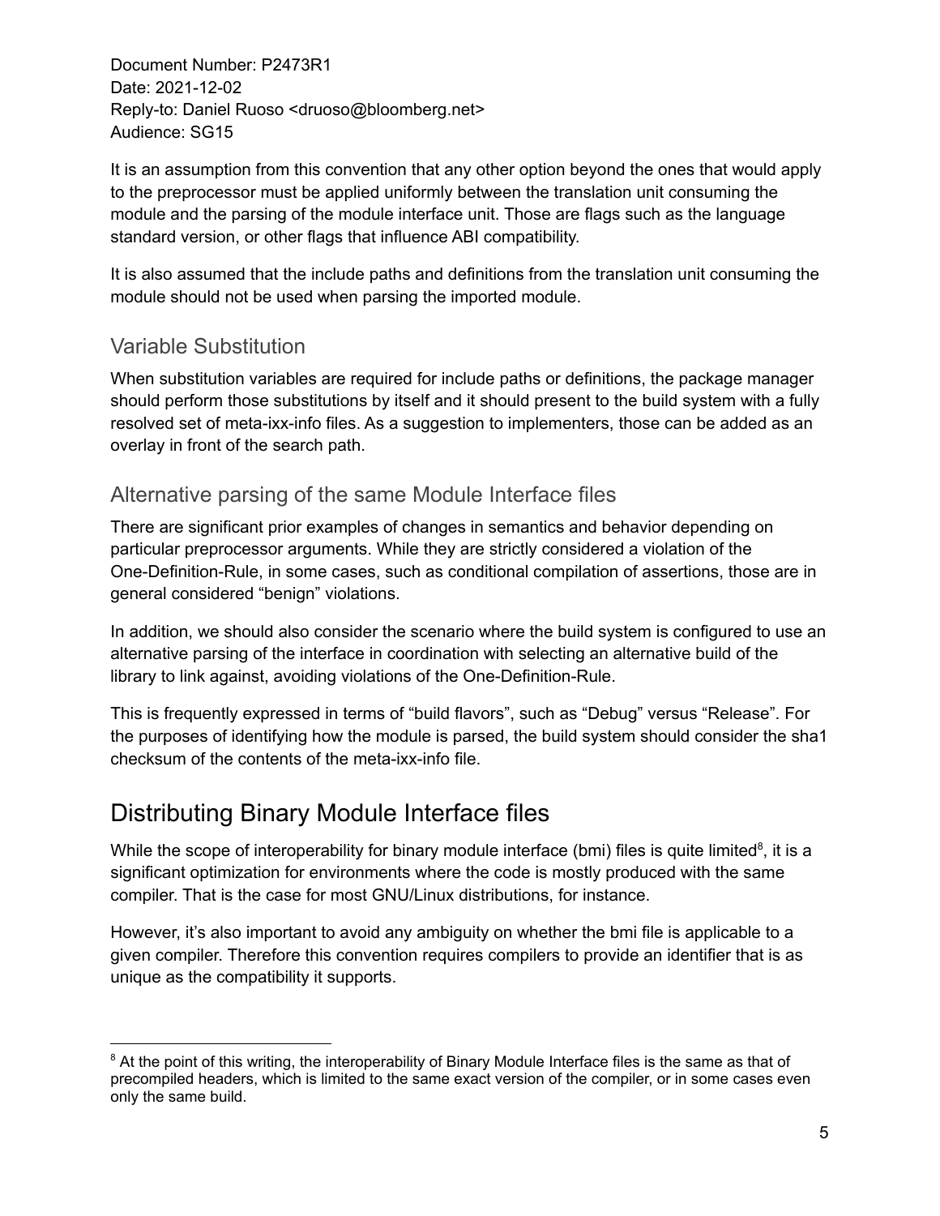It is an assumption from this convention that any other option beyond the ones that would apply to the preprocessor must be applied uniformly between the translation unit consuming the module and the parsing of the module interface unit. Those are flags such as the language standard version, or other flags that influence ABI compatibility.

It is also assumed that the include paths and definitions from the translation unit consuming the module should not be used when parsing the imported module.

### Variable Substitution

When substitution variables are required for include paths or definitions, the package manager should perform those substitutions by itself and it should present to the build system with a fully resolved set of meta-ixx-info files. As a suggestion to implementers, those can be added as an overlay in front of the search path.

### Alternative parsing of the same Module Interface files

There are significant prior examples of changes in semantics and behavior depending on particular preprocessor arguments. While they are strictly considered a violation of the One-Definition-Rule, in some cases, such as conditional compilation of assertions, those are in general considered "benign" violations.

In addition, we should also consider the scenario where the build system is configured to use an alternative parsing of the interface in coordination with selecting an alternative build of the library to link against, avoiding violations of the One-Definition-Rule.

This is frequently expressed in terms of "build flavors", such as "Debug" versus "Release". For the purposes of identifying how the module is parsed, the build system should consider the sha1 checksum of the contents of the meta-ixx-info file.

## Distributing Binary Module Interface files

While the scope of interoperability for binary module interface (bmi) files is quite limited[8], it is a significant optimization for environments where the code is mostly produced with the same compiler. That is the case for most GNU/Linux distributions, for instance.

However, it's also important to avoid any ambiguity on whether the bmi file is applicable to a given compiler. Therefore this convention requires compilers to provide an identifier that is as unique as the compatibility it supports.

---

[8] At the point of this writing, the interoperability of Binary Module Interface files is the same as that of precompiled headers, which is limited to the same exact version of the compiler, or in some cases even only the same build.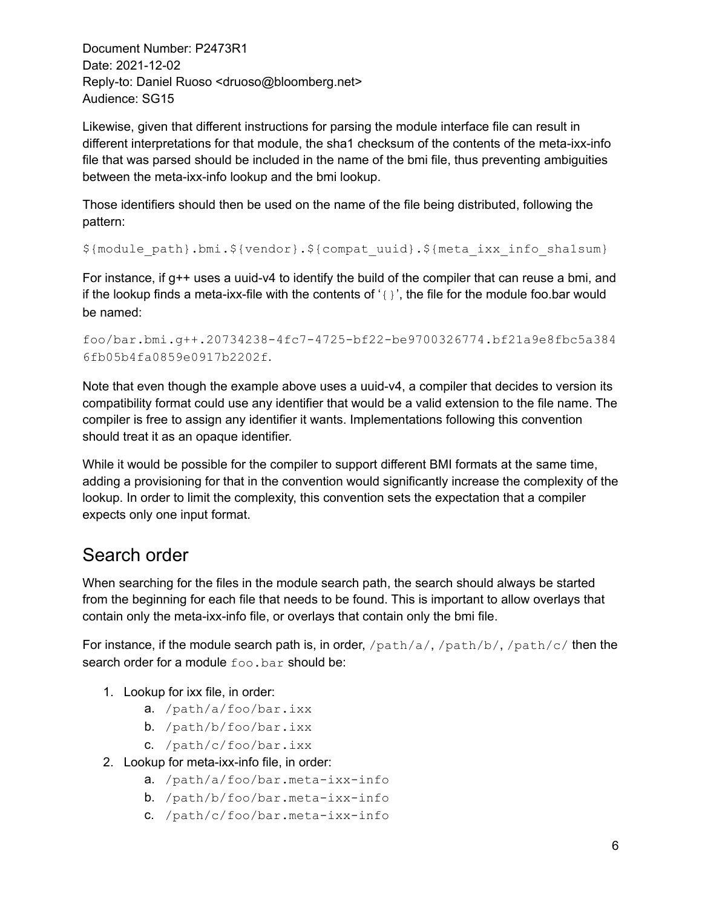Document Number: P2473R1
Date: 2021-12-02
Reply-to: Daniel Ruoso <druoso@bloomberg.net>
Audience: SG15

Likewise, given that different instructions for parsing the module interface file can result in different interpretations for that module, the sha1 checksum of the contents of the meta-ixx-info file that was parsed should be included in the name of the bmi file, thus preventing ambiguities between the meta-ixx-info lookup and the bmi lookup.

Those identifiers should then be used on the name of the file being distributed, following the pattern:

```
${module_path}.bmi.${vendor}.${compat_uuid}.${meta_ixx_info_sha1sum}
```

For instance, if g++ uses a uuid-v4 to identify the build of the compiler that can reuse a bmi, and if the lookup finds a meta-ixx-file with the contents of '`{}`', the file for the module foo.bar would be named:

```
foo/bar.bmi.g++.20734238-4fc7-4725-bf22-be9700326774.bf21a9e8fbc5a3846fb05b4fa0859e0917b2202f.
```

Note that even though the example above uses a uuid-v4, a compiler that decides to version its compatibility format could use any identifier that would be a valid extension to the file name. The compiler is free to assign any identifier it wants. Implementations following this convention should treat it as an opaque identifier.

While it would be possible for the compiler to support different BMI formats at the same time, adding a provisioning for that in the convention would significantly increase the complexity of the lookup. In order to limit the complexity, this convention sets the expectation that a compiler expects only one input format.

## Search order

When searching for the files in the module search path, the search should always be started from the beginning for each file that needs to be found. This is important to allow overlays that contain only the meta-ixx-info file, or overlays that contain only the bmi file.

For instance, if the module search path is, in order, `/path/a/`, `/path/b/`, `/path/c/` then the search order for a module `foo.bar` should be:

1. Lookup for ixx file, in order:
    a. `/path/a/foo/bar.ixx`
    b. `/path/b/foo/bar.ixx`
    c. `/path/c/foo/bar.ixx`
2. Lookup for meta-ixx-info file, in order:
    a. `/path/a/foo/bar.meta-ixx-info`
    b. `/path/b/foo/bar.meta-ixx-info`
    c. `/path/c/foo/bar.meta-ixx-info`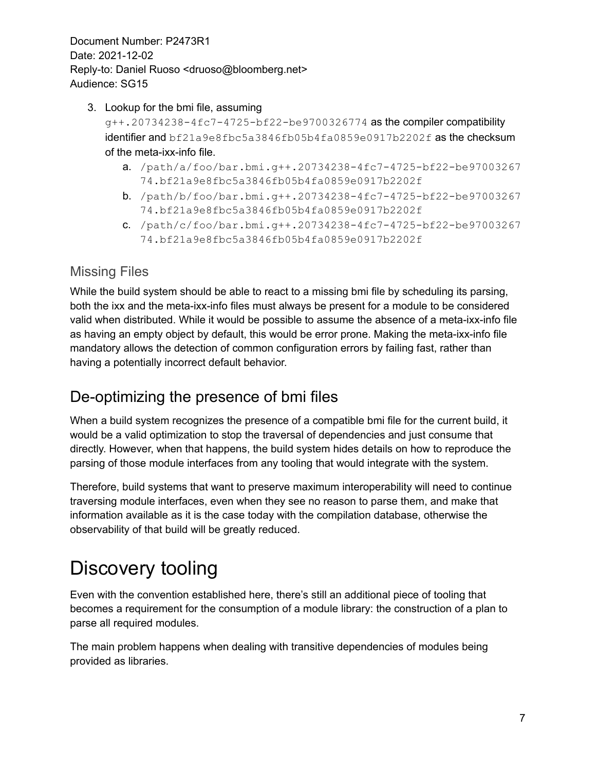3. Lookup for the bmi file, assuming `g++.20734238-4fc7-4725-bf22-be9700326774` as the compiler compatibility identifier and `bf21a9e8fbc5a3846fb05b4fa0859e0917b2202f` as the checksum of the meta-ixx-info file.
    a. `/path/a/foo/bar.bmi.g++.20734238-4fc7-4725-bf22-be9700326774.bf21a9e8fbc5a3846fb05b4fa0859e0917b2202f`
    b. `/path/b/foo/bar.bmi.g++.20734238-4fc7-4725-bf22-be9700326774.bf21a9e8fbc5a3846fb05b4fa0859e0917b2202f`
    c. `/path/c/foo/bar.bmi.g++.20734238-4fc7-4725-bf22-be9700326774.bf21a9e8fbc5a3846fb05b4fa0859e0917b2202f`

### Missing Files

While the build system should be able to react to a missing bmi file by scheduling its parsing, both the ixx and the meta-ixx-info files must always be present for a module to be considered valid when distributed. While it would be possible to assume the absence of a meta-ixx-info file as having an empty object by default, this would be error prone. Making the meta-ixx-info file mandatory allows the detection of common configuration errors by failing fast, rather than having a potentially incorrect default behavior.

## De-optimizing the presence of bmi files

When a build system recognizes the presence of a compatible bmi file for the current build, it would be a valid optimization to stop the traversal of dependencies and just consume that directly. However, when that happens, the build system hides details on how to reproduce the parsing of those module interfaces from any tooling that would integrate with the system.

Therefore, build systems that want to preserve maximum interoperability will need to continue traversing module interfaces, even when they see no reason to parse them, and make that information available as it is the case today with the compilation database, otherwise the observability of that build will be greatly reduced.

# Discovery tooling

Even with the convention established here, there's still an additional piece of tooling that becomes a requirement for the consumption of a module library: the construction of a plan to parse all required modules.

The main problem happens when dealing with transitive dependencies of modules being provided as libraries.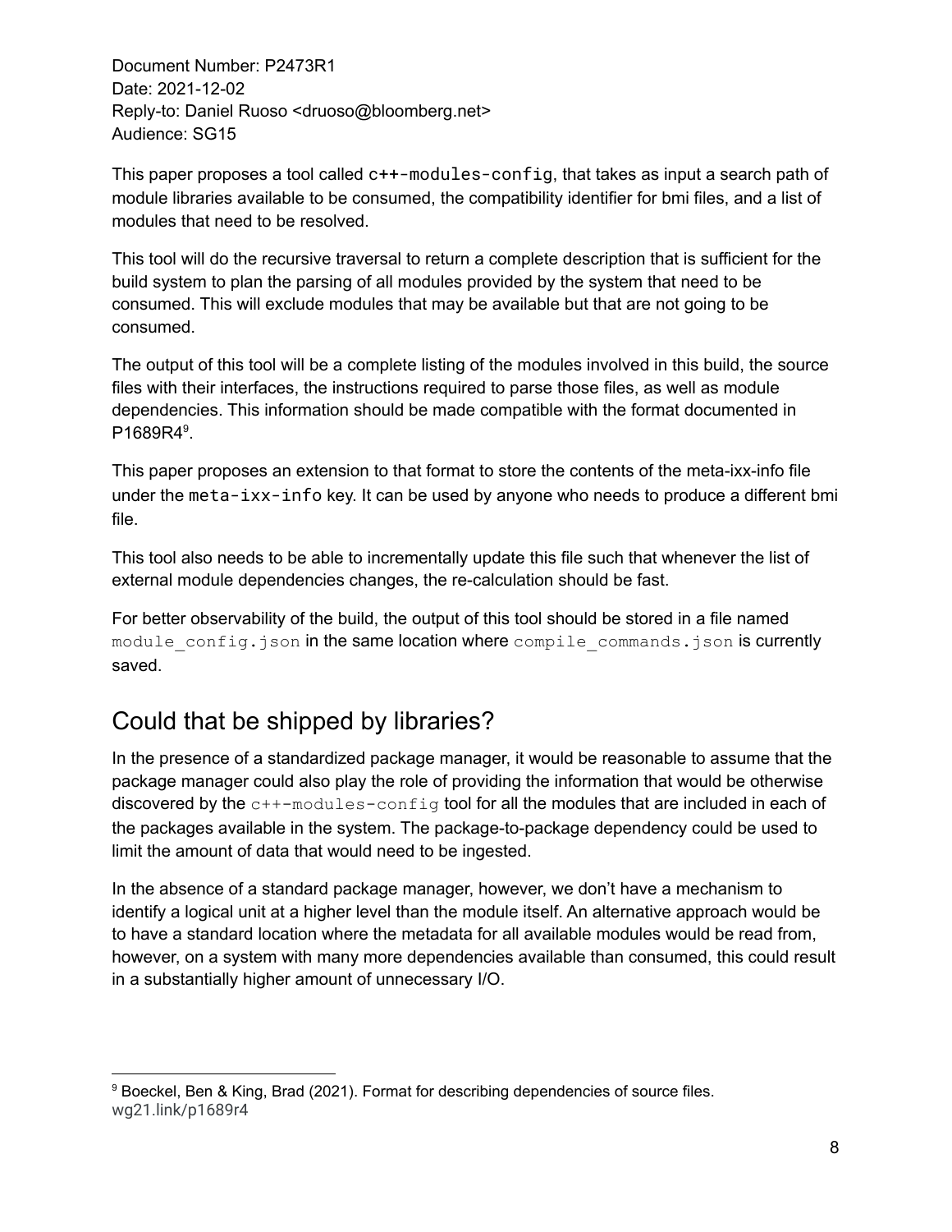Document Number: P2473R1
Date: 2021-12-02
Reply-to: Daniel Ruoso <druoso@bloomberg.net>
Audience: SG15

This paper proposes a tool called `c++-modules-config`, that takes as input a search path of module libraries available to be consumed, the compatibility identifier for bmi files, and a list of modules that need to be resolved.

This tool will do the recursive traversal to return a complete description that is sufficient for the build system to plan the parsing of all modules provided by the system that need to be consumed. This will exclude modules that may be available but that are not going to be consumed.

The output of this tool will be a complete listing of the modules involved in this build, the source files with their interfaces, the instructions required to parse those files, as well as module dependencies. This information should be made compatible with the format documented in P1689R4[9].

This paper proposes an extension to that format to store the contents of the meta-ixx-info file under the `meta-ixx-info` key. It can be used by anyone who needs to produce a different bmi file.

This tool also needs to be able to incrementally update this file such that whenever the list of external module dependencies changes, the re-calculation should be fast.

For better observability of the build, the output of this tool should be stored in a file named `module_config.json` in the same location where `compile_commands.json` is currently saved.

## Could that be shipped by libraries?

In the presence of a standardized package manager, it would be reasonable to assume that the package manager could also play the role of providing the information that would be otherwise discovered by the `c++-modules-config` tool for all the modules that are included in each of the packages available in the system. The package-to-package dependency could be used to limit the amount of data that would need to be ingested.

In the absence of a standard package manager, however, we don't have a mechanism to identify a logical unit at a higher level than the module itself. An alternative approach would be to have a standard location where the metadata for all available modules would be read from, however, on a system with many more dependencies available than consumed, this could result in a substantially higher amount of unnecessary I/O.

---

[9] Boeckel, Ben & King, Brad (2021). Format for describing dependencies of source files. wg21.link/p1689r4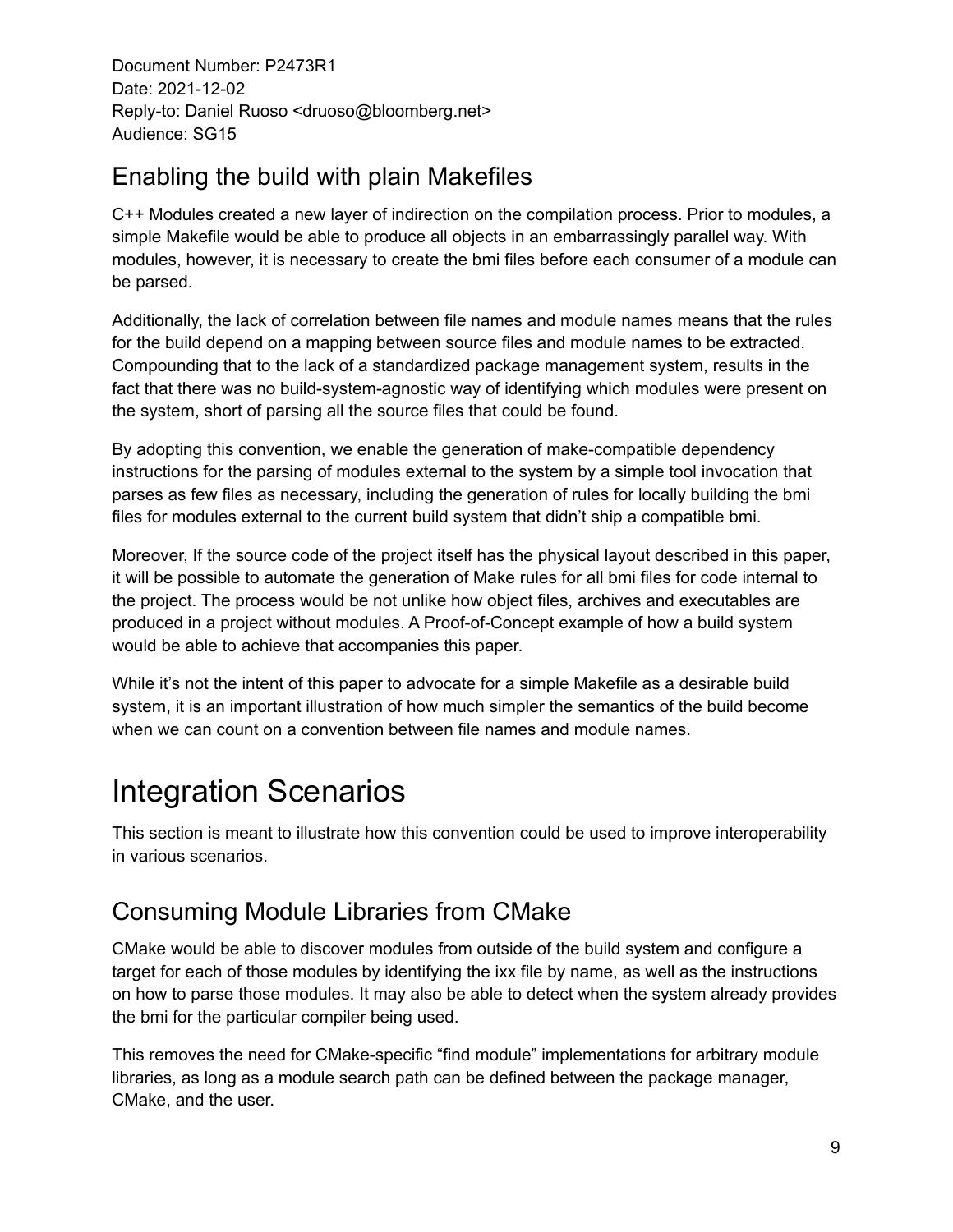Document Number: P2473R1
Date: 2021-12-02
Reply-to: Daniel Ruoso <druoso@bloomberg.net>
Audience: SG15

## Enabling the build with plain Makefiles

C++ Modules created a new layer of indirection on the compilation process. Prior to modules, a simple Makefile would be able to produce all objects in an embarrassingly parallel way. With modules, however, it is necessary to create the bmi files before each consumer of a module can be parsed.

Additionally, the lack of correlation between file names and module names means that the rules for the build depend on a mapping between source files and module names to be extracted. Compounding that to the lack of a standardized package management system, results in the fact that there was no build-system-agnostic way of identifying which modules were present on the system, short of parsing all the source files that could be found.

By adopting this convention, we enable the generation of make-compatible dependency instructions for the parsing of modules external to the system by a simple tool invocation that parses as few files as necessary, including the generation of rules for locally building the bmi files for modules external to the current build system that didn't ship a compatible bmi.

Moreover, If the source code of the project itself has the physical layout described in this paper, it will be possible to automate the generation of Make rules for all bmi files for code internal to the project. The process would be not unlike how object files, archives and executables are produced in a project without modules. A Proof-of-Concept example of how a build system would be able to achieve that accompanies this paper.

While it's not the intent of this paper to advocate for a simple Makefile as a desirable build system, it is an important illustration of how much simpler the semantics of the build become when we can count on a convention between file names and module names.

# Integration Scenarios

This section is meant to illustrate how this convention could be used to improve interoperability in various scenarios.

## Consuming Module Libraries from CMake

CMake would be able to discover modules from outside of the build system and configure a target for each of those modules by identifying the ixx file by name, as well as the instructions on how to parse those modules. It may also be able to detect when the system already provides the bmi for the particular compiler being used.

This removes the need for CMake-specific "find module" implementations for arbitrary module libraries, as long as a module search path can be defined between the package manager, CMake, and the user.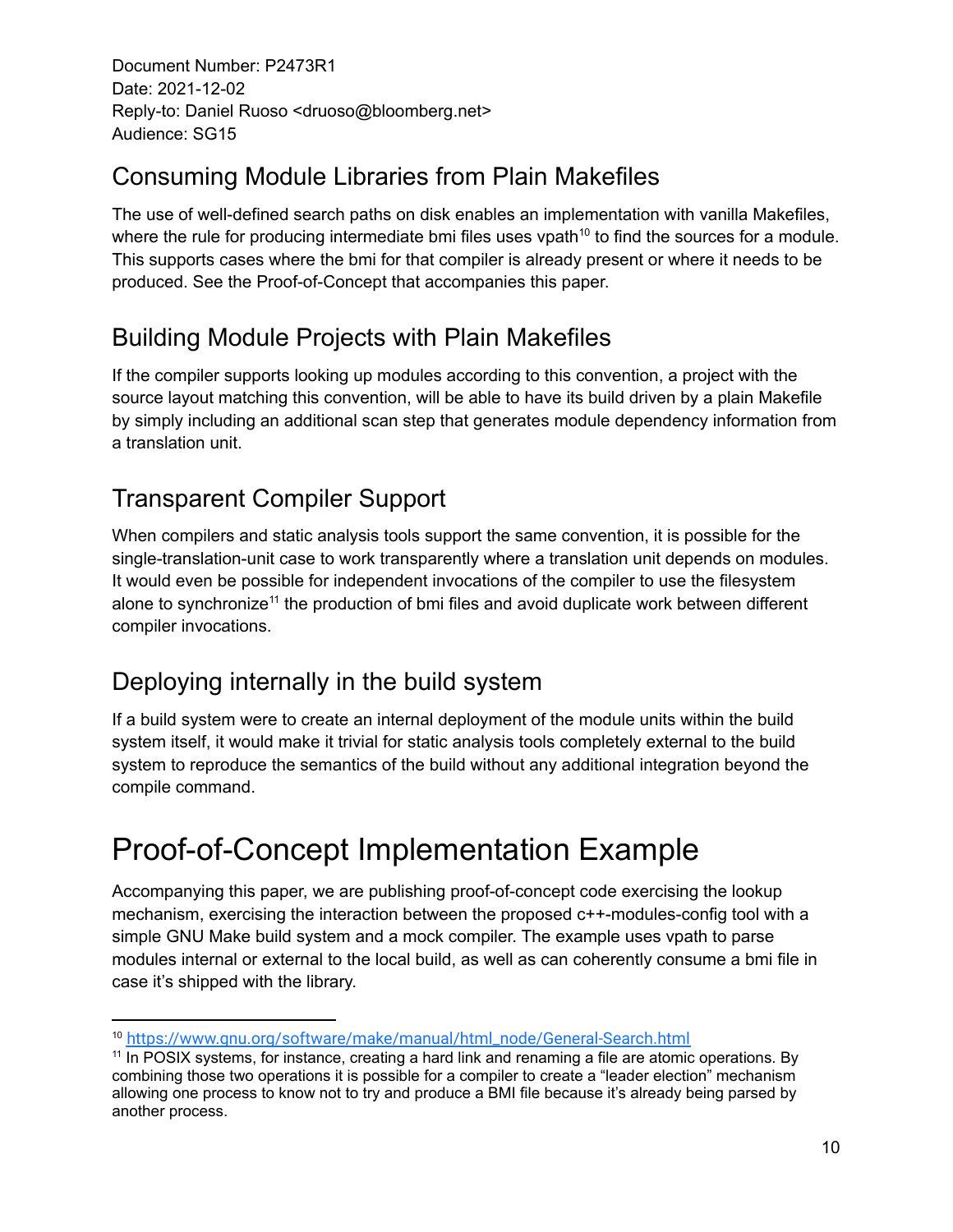Document Number: P2473R1
Date: 2021-12-02
Reply-to: Daniel Ruoso <druoso@bloomberg.net>
Audience: SG15

## Consuming Module Libraries from Plain Makefiles

The use of well-defined search paths on disk enables an implementation with vanilla Makefiles, where the rule for producing intermediate bmi files uses vpath[10] to find the sources for a module. This supports cases where the bmi for that compiler is already present or where it needs to be produced. See the Proof-of-Concept that accompanies this paper.

## Building Module Projects with Plain Makefiles

If the compiler supports looking up modules according to this convention, a project with the source layout matching this convention, will be able to have its build driven by a plain Makefile by simply including an additional scan step that generates module dependency information from a translation unit.

## Transparent Compiler Support

When compilers and static analysis tools support the same convention, it is possible for the single-translation-unit case to work transparently where a translation unit depends on modules. It would even be possible for independent invocations of the compiler to use the filesystem alone to synchronize[11] the production of bmi files and avoid duplicate work between different compiler invocations.

## Deploying internally in the build system

If a build system were to create an internal deployment of the module units within the build system itself, it would make it trivial for static analysis tools completely external to the build system to reproduce the semantics of the build without any additional integration beyond the compile command.

# Proof-of-Concept Implementation Example

Accompanying this paper, we are publishing proof-of-concept code exercising the lookup mechanism, exercising the interaction between the proposed c++-modules-config tool with a simple GNU Make build system and a mock compiler. The example uses vpath to parse modules internal or external to the local build, as well as can coherently consume a bmi file in case it's shipped with the library.

---

[10] https://www.gnu.org/software/make/manual/html_node/General-Search.html

[11] In POSIX systems, for instance, creating a hard link and renaming a file are atomic operations. By combining those two operations it is possible for a compiler to create a "leader election" mechanism allowing one process to know not to try and produce a BMI file because it's already being parsed by another process.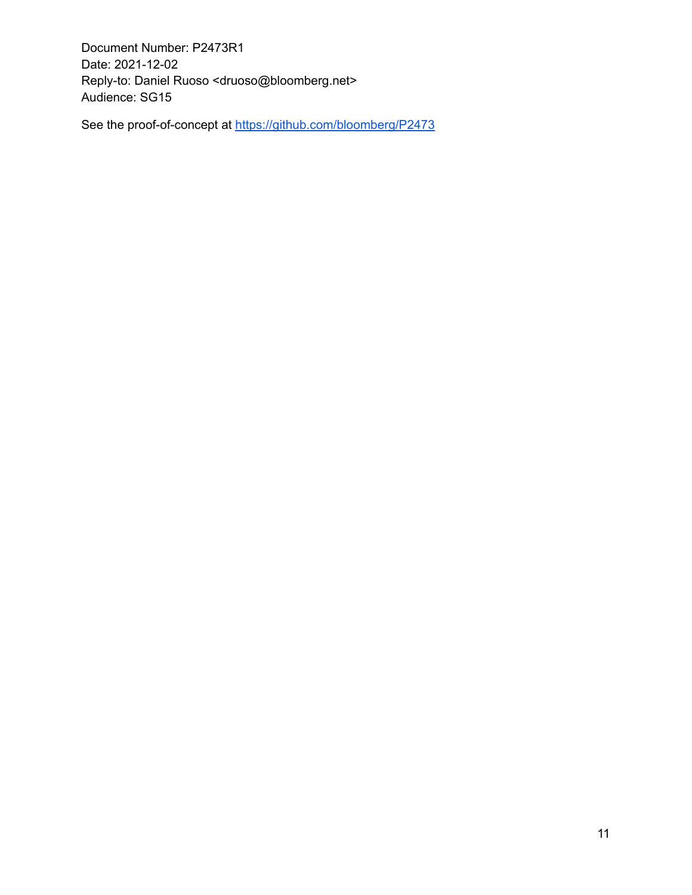Document Number: P2473R1
Date: 2021-12-02
Reply-to: Daniel Ruoso <druoso@bloomberg.net>
Audience: SG15

See the proof-of-concept at https://github.com/bloomberg/P2473